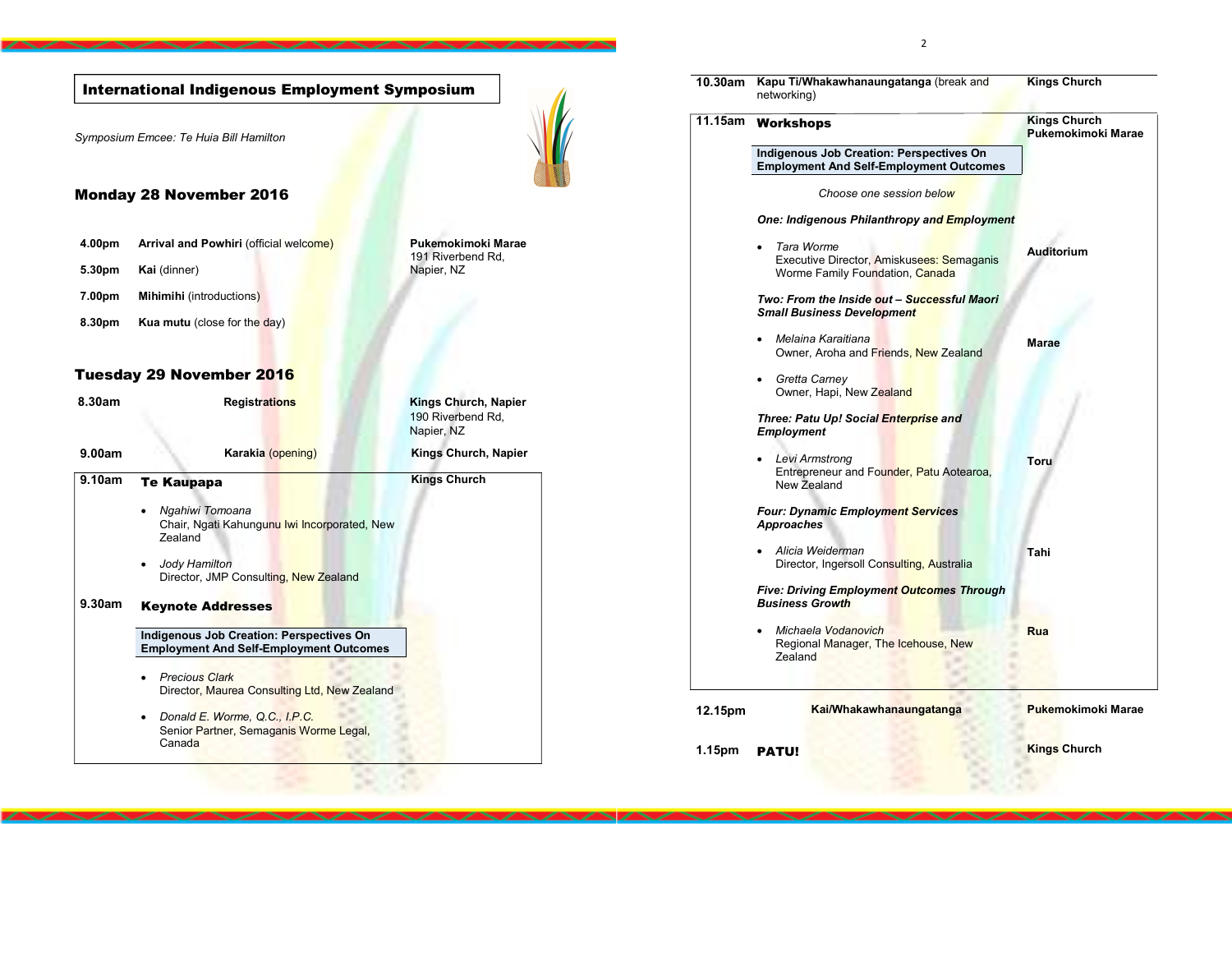# International Indigenous Employment Symposium

*Symposium Emcee: Te Huia Bill Hamilton*

## Monday 28 November 2016

| Time | Event | Venue |
| --- | --- | --- |
| 4.00pm | **Arrival and Powhiri** (official welcome) | **Pukemokimoki Marae** 191 Riverbend Rd, Napier, NZ |
| 5.30pm | **Kai** (dinner) | |
| 7.00pm | **Mihimihi** (introductions) | |
| 8.30pm | **Kua mutu** (close for the day) | |

## Tuesday 29 November 2016

| Time | Event | Venue |
| --- | --- | --- |
| 8.30am | **Registrations** | **Kings Church, Napier** 190 Riverbend Rd, Napier, NZ |
| 9.00am | **Karakia** (opening) | **Kings Church, Napier** |

**9.10am — Te Kaupapa** — **Kings Church**

- *Ngahiwi Tomoana*
  Chair, Ngati Kahungunu Iwi Incorporated, New Zealand
- *Jody Hamilton*
  Director, JMP Consulting, New Zealand

**9.30am — Keynote Addresses**

**Indigenous Job Creation: Perspectives On Employment And Self-Employment Outcomes**

- *Precious Clark*
  Director, Maurea Consulting Ltd, New Zealand
- *Donald E. Worme, Q.C., I.P.C.*
  Senior Partner, Semaganis Worme Legal, Canada

**10.30am — Kapu Ti/Whakawhanaungatanga** (break and networking) — **Kings Church**

**11.15am — Workshops** — **Kings Church, Pukemokimoki Marae**

**Indigenous Job Creation: Perspectives On Employment And Self-Employment Outcomes**

*Choose one session below*

***One: Indigenous Philanthropy and Employment*** — **Auditorium**

- *Tara Worme*
  Executive Director, Amiskusees: Semaganis Worme Family Foundation, Canada

***Two: From the Inside out – Successful Maori Small Business Development*** — **Marae**

- *Melaina Karaitiana*
  Owner, Aroha and Friends, New Zealand
- *Gretta Carney*
  Owner, Hapi, New Zealand

***Three: Patu Up! Social Enterprise and Employment*** — **Toru**

- *Levi Armstrong*
  Entrepreneur and Founder, Patu Aotearoa, New Zealand

***Four: Dynamic Employment Services Approaches*** — **Tahi**

- *Alicia Weiderman*
  Director, Ingersoll Consulting, Australia

***Five: Driving Employment Outcomes Through Business Growth*** — **Rua**

- *Michaela Vodanovich*
  Regional Manager, The Icehouse, New Zealand

| Time | Event | Venue |
| --- | --- | --- |
| 12.15pm | **Kai/Whakawhanaungatanga** | **Pukemokimoki Marae** |
| 1.15pm | **PATU!** | **Kings Church** |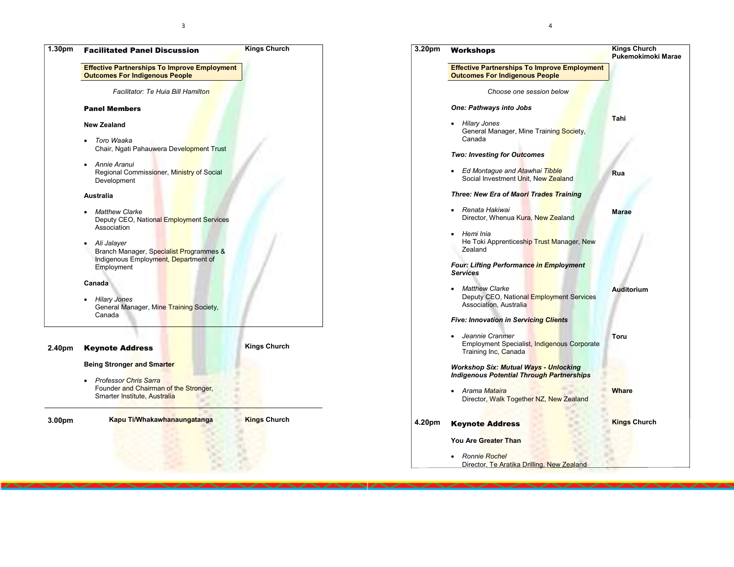## 1.30pm Facilitated Panel Discussion — Kings Church

**Effective Partnerships To Improve Employment Outcomes For Indigenous People**

*Facilitator: Te Huia Bill Hamilton*

**Panel Members**

**New Zealand**

- *Toro Waaka*
  Chair, Ngati Pahauwera Development Trust
- *Annie Aranui*
  Regional Commissioner, Ministry of Social Development

**Australia**

- *Matthew Clarke*
  Deputy CEO, National Employment Services Association
- *Ali Jalayer*
  Branch Manager, Specialist Programmes & Indigenous Employment, Department of Employment

**Canada**

- *Hilary Jones*
  General Manager, Mine Training Society, Canada

## 2.40pm Keynote Address — Kings Church

**Being Stronger and Smarter**

- *Professor Chris Sarra*
  Founder and Chairman of the Stronger, Smarter Institute, Australia

## 3.00pm Kapu Ti/Whakawhanaungatanga — Kings Church

## 3.20pm Workshops — Kings Church Pukemokimoki Marae

**Effective Partnerships To Improve Employment Outcomes For Indigenous People**

*Choose one session below*

***One: Pathways into Jobs*** — **Tahi**

- *Hilary Jones*
  General Manager, Mine Training Society, Canada

***Two: Investing for Outcomes*** — **Rua**

- *Ed Montague and Atawhai Tibble*
  Social Investment Unit, New Zealand

***Three: New Era of Maori Trades Training*** — **Marae**

- *Renata Hakiwai*
  Director, Whenua Kura, New Zealand
- *Hemi Inia*
  He Toki Apprenticeship Trust Manager, New Zealand

***Four: Lifting Performance in Employment Services*** — **Auditorium**

- *Matthew Clarke*
  Deputy CEO, National Employment Services Association, Australia

***Five: Innovation in Servicing Clients*** — **Toru**

- *Jeannie Cranmer*
  Employment Specialist, Indigenous Corporate Training Inc, Canada

***Workshop Six: Mutual Ways - Unlocking Indigenous Potential Through Partnerships*** — **Whare**

- *Arama Mataira*
  Director, Walk Together NZ, New Zealand

## 4.20pm Keynote Address — Kings Church

**You Are Greater Than**

- *Ronnie Rochel*
  Director, Te Aratika Drilling, New Zealand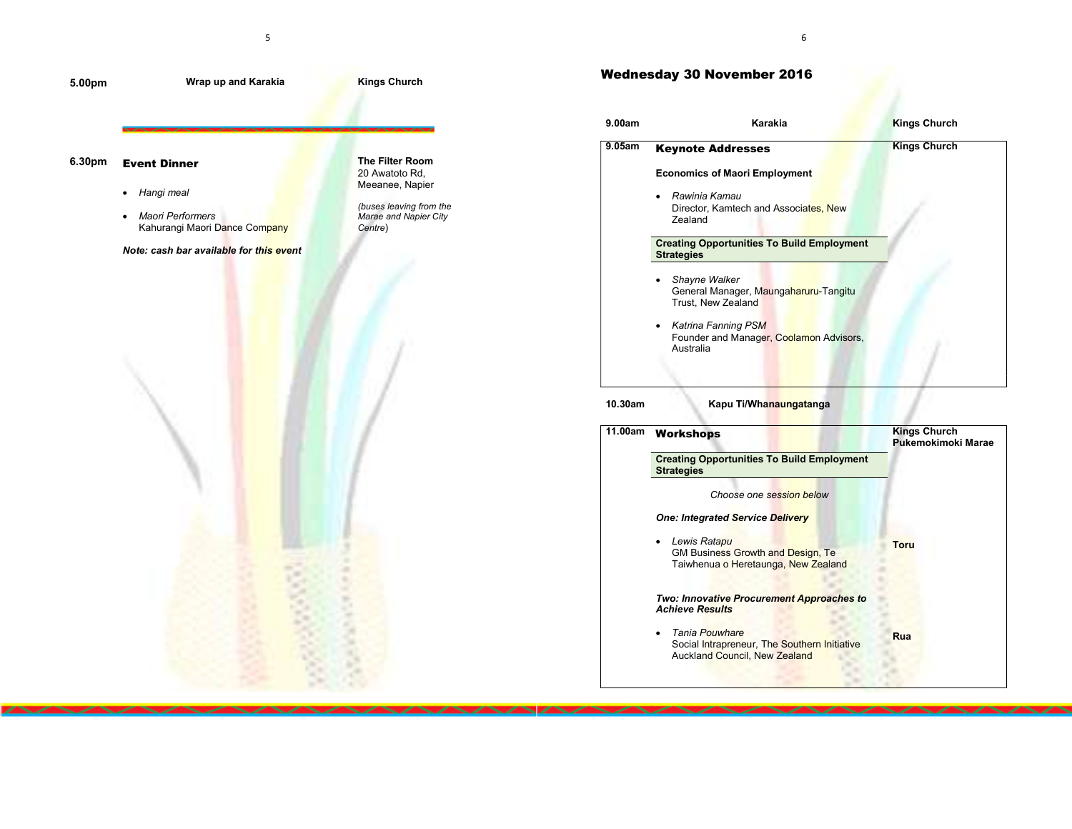| | | |
|---|---|---|
| **5.00pm** | **Wrap up and Karakia** | **Kings Church** |

| | | |
|---|---|---|
| **6.30pm** | **Event Dinner**<br>• *Hangi meal*<br>• *Maori Performers*<br>Kahurangi Maori Dance Company<br>***Note: cash bar available for this event*** | **The Filter Room**<br>20 Awatoto Rd, Meeanee, Napier<br>*(buses leaving from the Marae and Napier City Centre)* |

## Wednesday 30 November 2016

| | | |
|---|---|---|
| **9.00am** | **Karakia** | **Kings Church** |
| **9.05am** | **Keynote Addresses**<br>**Economics of Maori Employment**<br>• *Rawinia Kamau*<br>Director, Kamtech and Associates, New Zealand<br>**Creating Opportunities To Build Employment Strategies**<br>• *Shayne Walker*<br>General Manager, Maungaharuru-Tangitu Trust, New Zealand<br>• *Katrina Fanning PSM*<br>Founder and Manager, Coolamon Advisors, Australia | **Kings Church** |
| **10.30am** | **Kapu Ti/Whanaungatanga** | |
| **11.00am** | **Workshops**<br>**Creating Opportunities To Build Employment Strategies**<br>*Choose one session below* | **Kings Church**<br>**Pukemokimoki Marae** |
| | ***One: Integrated Service Delivery***<br>• *Lewis Ratapu*<br>GM Business Growth and Design, Te Taiwhenua o Heretaunga, New Zealand | **Toru** |
| | ***Two: Innovative Procurement Approaches to Achieve Results***<br>• *Tania Pouwhare*<br>Social Intrapreneur, The Southern Initiative Auckland Council, New Zealand | **Rua** |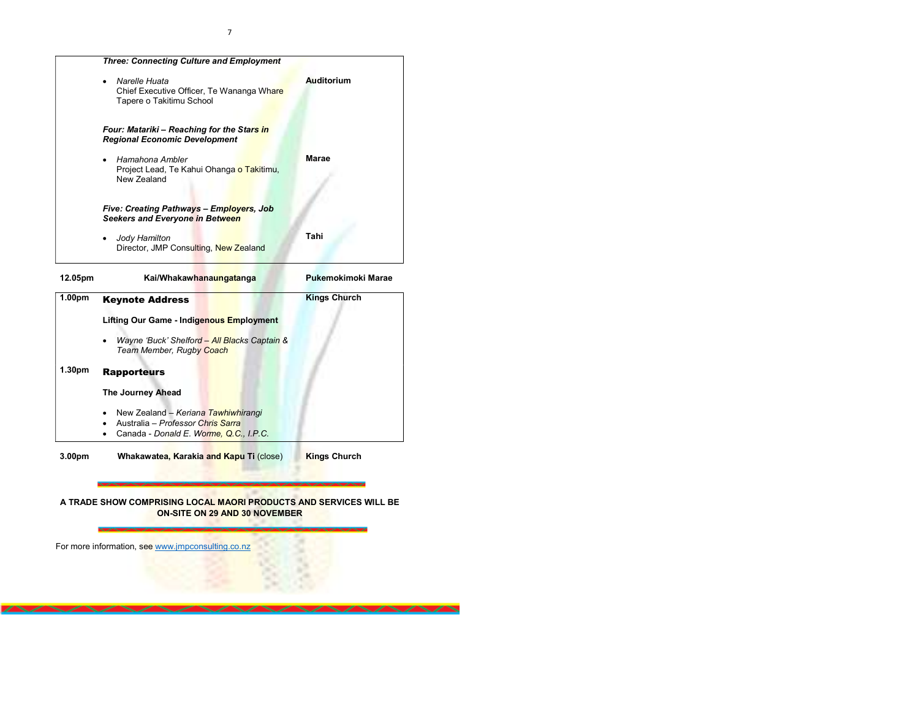| | | |
|---|---|---|
| | ***Three: Connecting Culture and Employment*** | |
| | • *Narelle Huata*<br>Chief Executive Officer, Te Wananga Whare Tapere o Takitimu School | **Auditorium** |
| | ***Four: Matariki – Reaching for the Stars in Regional Economic Development*** | |
| | • *Hamahona Ambler*<br>Project Lead, Te Kahui Ohanga o Takitimu, New Zealand | **Marae** |
| | ***Five: Creating Pathways – Employers, Job Seekers and Everyone in Between*** | |
| | • *Jody Hamilton*<br>Director, JMP Consulting, New Zealand | **Tahi** |
| **12.05pm** | **Kai/Whakawhanaungatanga** | **Pukemokimoki Marae** |
| **1.00pm** | **Keynote Address**<br><br>**Lifting Our Game - Indigenous Employment**<br><br>• *Wayne 'Buck' Shelford – All Blacks Captain & Team Member, Rugby Coach* | **Kings Church** |
| **1.30pm** | **Rapporteurs**<br><br>**The Journey Ahead**<br><br>• New Zealand – *Keriana Tawhiwhirangi*<br>• Australia – *Professor Chris Sarra*<br>• Canada - *Donald E. Worme, Q.C., I.P.C.* | |
| **3.00pm** | **Whakawatea, Karakia and Kapu Ti** (close) | **Kings Church** |

**A TRADE SHOW COMPRISING LOCAL MAORI PRODUCTS AND SERVICES WILL BE ON-SITE ON 29 AND 30 NOVEMBER**

For more information, see www.jmpconsulting.co.nz